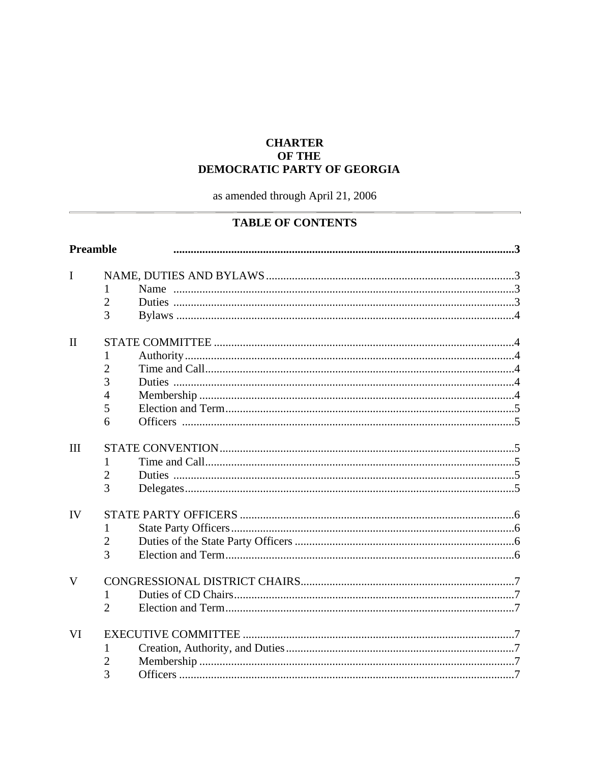# CHARTER OF THE DEMOCRATIC PARTY OF GEORGIA

as amended through April 21, 2006

---

## TABLE OF CONTENTS

| | | | |
|---|---|---|---|
| **Preamble** | | | **3** |
| I | | NAME, DUTIES AND BYLAWS | 3 |
| | 1 | Name | 3 |
| | 2 | Duties | 3 |
| | 3 | Bylaws | 4 |
| II | | STATE COMMITTEE | 4 |
| | 1 | Authority | 4 |
| | 2 | Time and Call | 4 |
| | 3 | Duties | 4 |
| | 4 | Membership | 4 |
| | 5 | Election and Term | 5 |
| | 6 | Officers | 5 |
| III | | STATE CONVENTION | 5 |
| | 1 | Time and Call | 5 |
| | 2 | Duties | 5 |
| | 3 | Delegates | 5 |
| IV | | STATE PARTY OFFICERS | 6 |
| | 1 | State Party Officers | 6 |
| | 2 | Duties of the State Party Officers | 6 |
| | 3 | Election and Term | 6 |
| V | | CONGRESSIONAL DISTRICT CHAIRS | 7 |
| | 1 | Duties of CD Chairs | 7 |
| | 2 | Election and Term | 7 |
| VI | | EXECUTIVE COMMITTEE | 7 |
| | 1 | Creation, Authority, and Duties | 7 |
| | 2 | Membership | 7 |
| | 3 | Officers | 7 |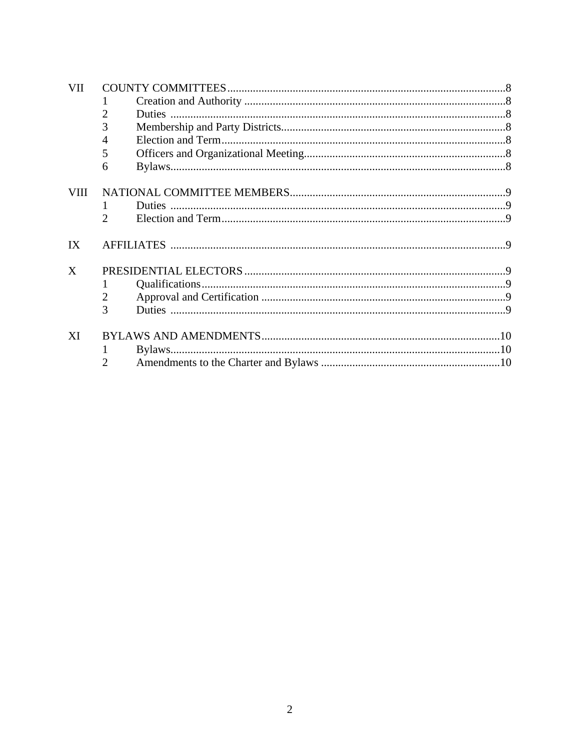| | | | |
|---|---|---|---|
| VII | COUNTY COMMITTEES | | 8 |
| | 1 | Creation and Authority | 8 |
| | 2 | Duties | 8 |
| | 3 | Membership and Party Districts | 8 |
| | 4 | Election and Term | 8 |
| | 5 | Officers and Organizational Meeting | 8 |
| | 6 | Bylaws | 8 |
| VIII | NATIONAL COMMITTEE MEMBERS | | 9 |
| | 1 | Duties | 9 |
| | 2 | Election and Term | 9 |
| IX | AFFILIATES | | 9 |
| X | PRESIDENTIAL ELECTORS | | 9 |
| | 1 | Qualifications | 9 |
| | 2 | Approval and Certification | 9 |
| | 3 | Duties | 9 |
| XI | BYLAWS AND AMENDMENTS | | 10 |
| | 1 | Bylaws | 10 |
| | 2 | Amendments to the Charter and Bylaws | 10 |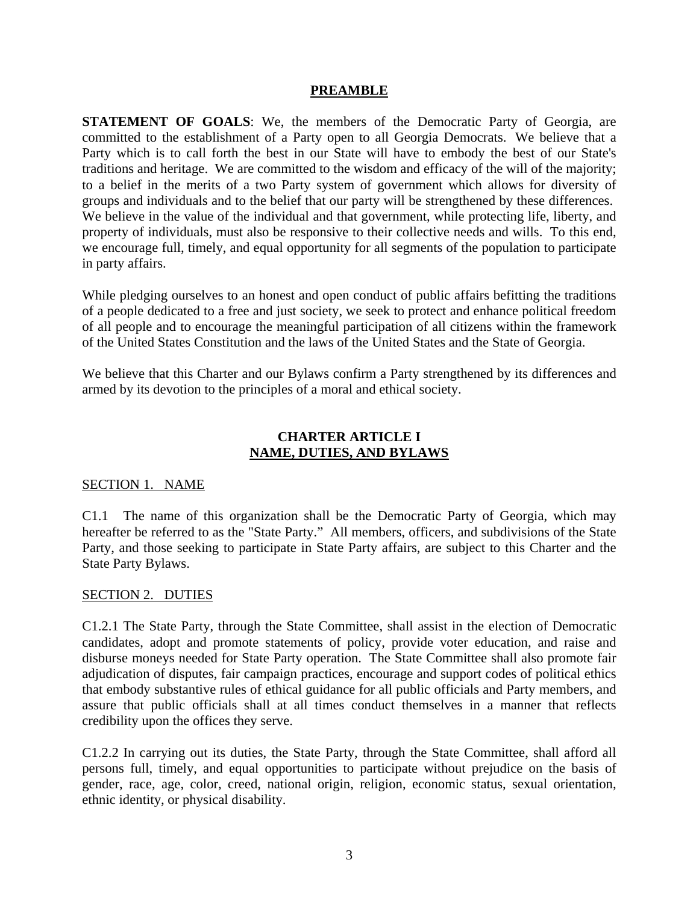## PREAMBLE

**STATEMENT OF GOALS**: We, the members of the Democratic Party of Georgia, are committed to the establishment of a Party open to all Georgia Democrats. We believe that a Party which is to call forth the best in our State will have to embody the best of our State's traditions and heritage. We are committed to the wisdom and efficacy of the will of the majority; to a belief in the merits of a two Party system of government which allows for diversity of groups and individuals and to the belief that our party will be strengthened by these differences. We believe in the value of the individual and that government, while protecting life, liberty, and property of individuals, must also be responsive to their collective needs and wills. To this end, we encourage full, timely, and equal opportunity for all segments of the population to participate in party affairs.

While pledging ourselves to an honest and open conduct of public affairs befitting the traditions of a people dedicated to a free and just society, we seek to protect and enhance political freedom of all people and to encourage the meaningful participation of all citizens within the framework of the United States Constitution and the laws of the United States and the State of Georgia.

We believe that this Charter and our Bylaws confirm a Party strengthened by its differences and armed by its devotion to the principles of a moral and ethical society.

## CHARTER ARTICLE I
## NAME, DUTIES, AND BYLAWS

### SECTION 1. NAME

C1.1 The name of this organization shall be the Democratic Party of Georgia, which may hereafter be referred to as the "State Party." All members, officers, and subdivisions of the State Party, and those seeking to participate in State Party affairs, are subject to this Charter and the State Party Bylaws.

### SECTION 2. DUTIES

C1.2.1 The State Party, through the State Committee, shall assist in the election of Democratic candidates, adopt and promote statements of policy, provide voter education, and raise and disburse moneys needed for State Party operation. The State Committee shall also promote fair adjudication of disputes, fair campaign practices, encourage and support codes of political ethics that embody substantive rules of ethical guidance for all public officials and Party members, and assure that public officials shall at all times conduct themselves in a manner that reflects credibility upon the offices they serve.

C1.2.2 In carrying out its duties, the State Party, through the State Committee, shall afford all persons full, timely, and equal opportunities to participate without prejudice on the basis of gender, race, age, color, creed, national origin, religion, economic status, sexual orientation, ethnic identity, or physical disability.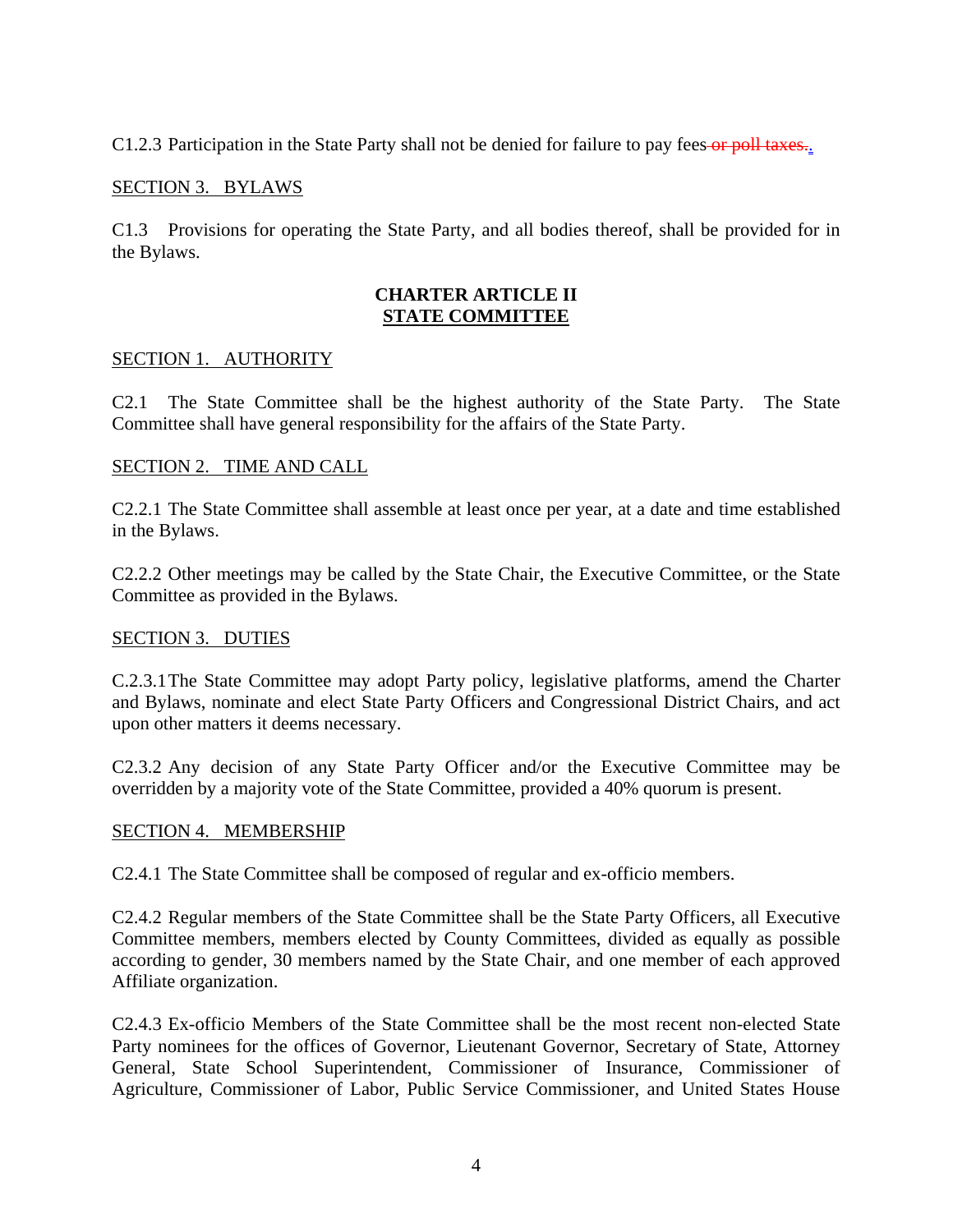C1.2.3 Participation in the State Party shall not be denied for failure to pay fees ~~or poll taxes.~~.

SECTION 3. BYLAWS

C1.3 Provisions for operating the State Party, and all bodies thereof, shall be provided for in the Bylaws.

## CHARTER ARTICLE II
## STATE COMMITTEE

SECTION 1. AUTHORITY

C2.1 The State Committee shall be the highest authority of the State Party. The State Committee shall have general responsibility for the affairs of the State Party.

SECTION 2. TIME AND CALL

C2.2.1 The State Committee shall assemble at least once per year, at a date and time established in the Bylaws.

C2.2.2 Other meetings may be called by the State Chair, the Executive Committee, or the State Committee as provided in the Bylaws.

SECTION 3. DUTIES

C.2.3.1 The State Committee may adopt Party policy, legislative platforms, amend the Charter and Bylaws, nominate and elect State Party Officers and Congressional District Chairs, and act upon other matters it deems necessary.

C2.3.2 Any decision of any State Party Officer and/or the Executive Committee may be overridden by a majority vote of the State Committee, provided a 40% quorum is present.

SECTION 4. MEMBERSHIP

C2.4.1 The State Committee shall be composed of regular and ex-officio members.

C2.4.2 Regular members of the State Committee shall be the State Party Officers, all Executive Committee members, members elected by County Committees, divided as equally as possible according to gender, 30 members named by the State Chair, and one member of each approved Affiliate organization.

C2.4.3 Ex-officio Members of the State Committee shall be the most recent non-elected State Party nominees for the offices of Governor, Lieutenant Governor, Secretary of State, Attorney General, State School Superintendent, Commissioner of Insurance, Commissioner of Agriculture, Commissioner of Labor, Public Service Commissioner, and United States House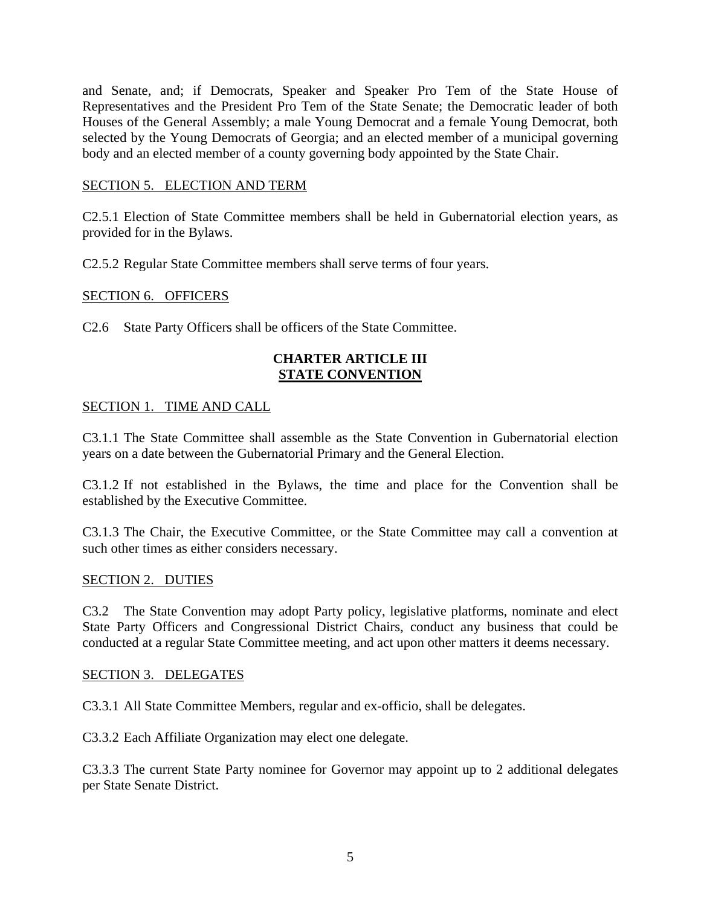and Senate, and; if Democrats, Speaker and Speaker Pro Tem of the State House of Representatives and the President Pro Tem of the State Senate; the Democratic leader of both Houses of the General Assembly; a male Young Democrat and a female Young Democrat, both selected by the Young Democrats of Georgia; and an elected member of a municipal governing body and an elected member of a county governing body appointed by the State Chair.

SECTION 5. ELECTION AND TERM

C2.5.1 Election of State Committee members shall be held in Gubernatorial election years, as provided for in the Bylaws.

C2.5.2 Regular State Committee members shall serve terms of four years.

SECTION 6. OFFICERS

C2.6 State Party Officers shall be officers of the State Committee.

## CHARTER ARTICLE III
## STATE CONVENTION

SECTION 1. TIME AND CALL

C3.1.1 The State Committee shall assemble as the State Convention in Gubernatorial election years on a date between the Gubernatorial Primary and the General Election.

C3.1.2 If not established in the Bylaws, the time and place for the Convention shall be established by the Executive Committee.

C3.1.3 The Chair, the Executive Committee, or the State Committee may call a convention at such other times as either considers necessary.

SECTION 2. DUTIES

C3.2 The State Convention may adopt Party policy, legislative platforms, nominate and elect State Party Officers and Congressional District Chairs, conduct any business that could be conducted at a regular State Committee meeting, and act upon other matters it deems necessary.

SECTION 3. DELEGATES

C3.3.1 All State Committee Members, regular and ex-officio, shall be delegates.

C3.3.2 Each Affiliate Organization may elect one delegate.

C3.3.3 The current State Party nominee for Governor may appoint up to 2 additional delegates per State Senate District.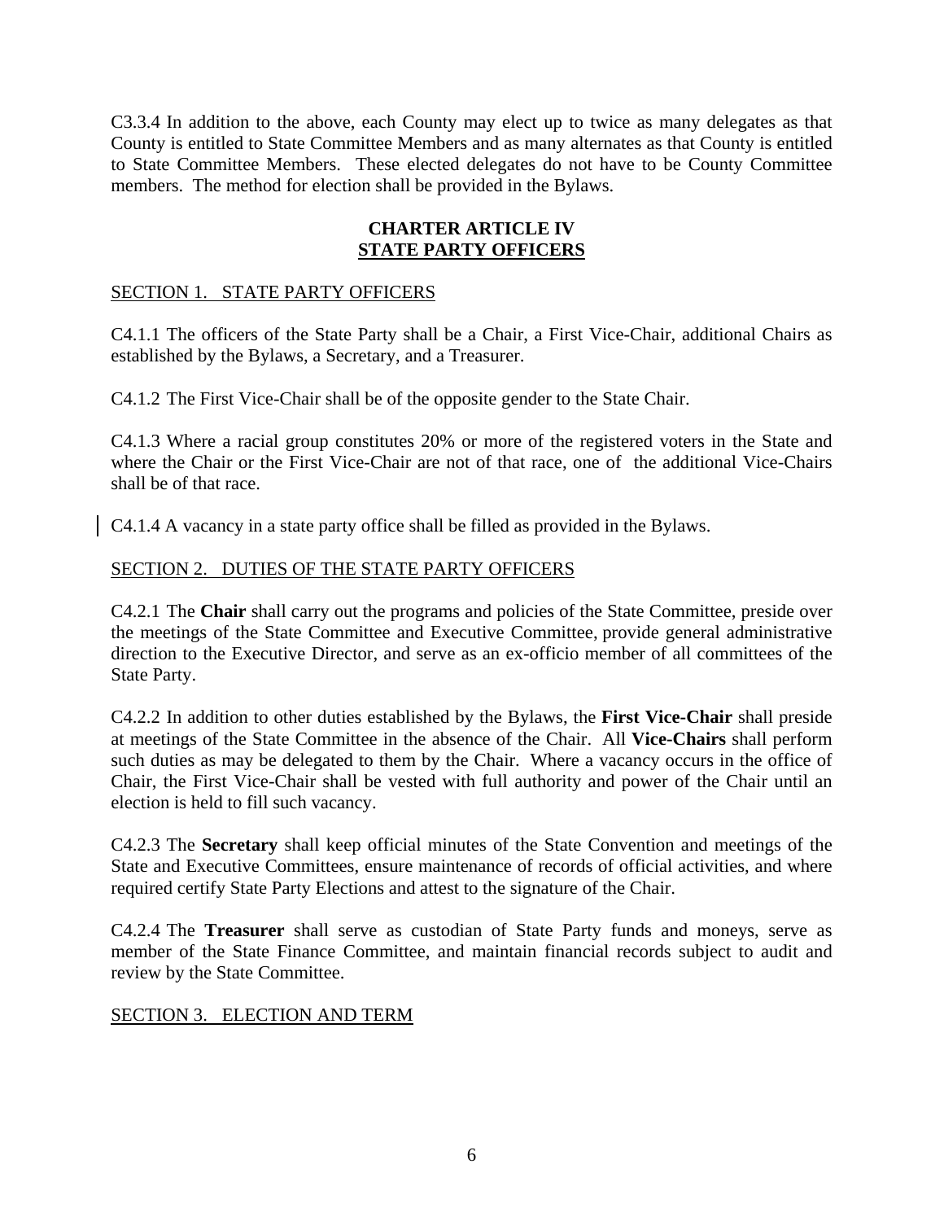C3.3.4 In addition to the above, each County may elect up to twice as many delegates as that County is entitled to State Committee Members and as many alternates as that County is entitled to State Committee Members. These elected delegates do not have to be County Committee members. The method for election shall be provided in the Bylaws.

## CHARTER ARTICLE IV
## STATE PARTY OFFICERS

### SECTION 1. STATE PARTY OFFICERS

C4.1.1 The officers of the State Party shall be a Chair, a First Vice-Chair, additional Chairs as established by the Bylaws, a Secretary, and a Treasurer.

C4.1.2 The First Vice-Chair shall be of the opposite gender to the State Chair.

C4.1.3 Where a racial group constitutes 20% or more of the registered voters in the State and where the Chair or the First Vice-Chair are not of that race, one of the additional Vice-Chairs shall be of that race.

C4.1.4 A vacancy in a state party office shall be filled as provided in the Bylaws.

### SECTION 2. DUTIES OF THE STATE PARTY OFFICERS

C4.2.1 The **Chair** shall carry out the programs and policies of the State Committee, preside over the meetings of the State Committee and Executive Committee, provide general administrative direction to the Executive Director, and serve as an ex-officio member of all committees of the State Party.

C4.2.2 In addition to other duties established by the Bylaws, the **First Vice-Chair** shall preside at meetings of the State Committee in the absence of the Chair. All **Vice-Chairs** shall perform such duties as may be delegated to them by the Chair. Where a vacancy occurs in the office of Chair, the First Vice-Chair shall be vested with full authority and power of the Chair until an election is held to fill such vacancy.

C4.2.3 The **Secretary** shall keep official minutes of the State Convention and meetings of the State and Executive Committees, ensure maintenance of records of official activities, and where required certify State Party Elections and attest to the signature of the Chair.

C4.2.4 The **Treasurer** shall serve as custodian of State Party funds and moneys, serve as member of the State Finance Committee, and maintain financial records subject to audit and review by the State Committee.

### SECTION 3. ELECTION AND TERM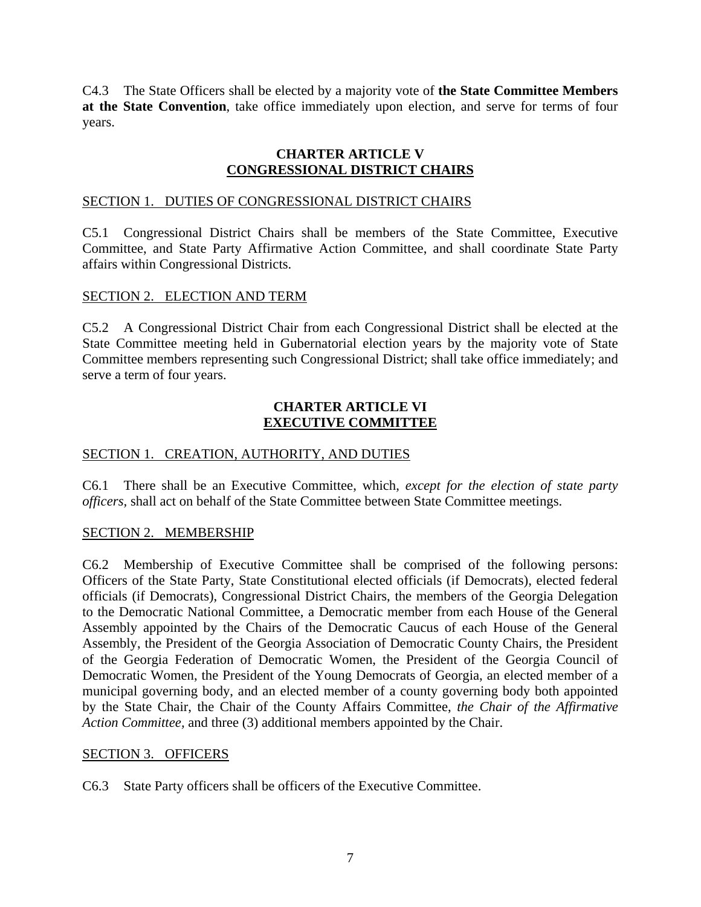C4.3 The State Officers shall be elected by a majority vote of **the State Committee Members at the State Convention**, take office immediately upon election, and serve for terms of four years.

## CHARTER ARTICLE V
## CONGRESSIONAL DISTRICT CHAIRS

SECTION 1. DUTIES OF CONGRESSIONAL DISTRICT CHAIRS

C5.1 Congressional District Chairs shall be members of the State Committee, Executive Committee, and State Party Affirmative Action Committee, and shall coordinate State Party affairs within Congressional Districts.

SECTION 2. ELECTION AND TERM

C5.2 A Congressional District Chair from each Congressional District shall be elected at the State Committee meeting held in Gubernatorial election years by the majority vote of State Committee members representing such Congressional District; shall take office immediately; and serve a term of four years.

## CHARTER ARTICLE VI
## EXECUTIVE COMMITTEE

SECTION 1. CREATION, AUTHORITY, AND DUTIES

C6.1 There shall be an Executive Committee, which, *except for the election of state party officers,* shall act on behalf of the State Committee between State Committee meetings.

SECTION 2. MEMBERSHIP

C6.2 Membership of Executive Committee shall be comprised of the following persons: Officers of the State Party, State Constitutional elected officials (if Democrats), elected federal officials (if Democrats), Congressional District Chairs, the members of the Georgia Delegation to the Democratic National Committee, a Democratic member from each House of the General Assembly appointed by the Chairs of the Democratic Caucus of each House of the General Assembly, the President of the Georgia Association of Democratic County Chairs, the President of the Georgia Federation of Democratic Women, the President of the Georgia Council of Democratic Women, the President of the Young Democrats of Georgia, an elected member of a municipal governing body, and an elected member of a county governing body both appointed by the State Chair, the Chair of the County Affairs Committee, *the Chair of the Affirmative Action Committee*, and three (3) additional members appointed by the Chair.

SECTION 3. OFFICERS

C6.3 State Party officers shall be officers of the Executive Committee.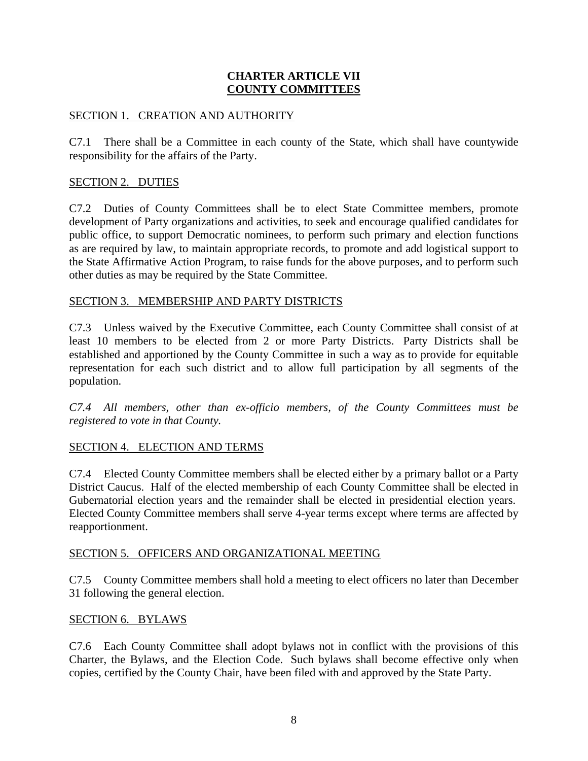# CHARTER ARTICLE VII
## COUNTY COMMITTEES

### SECTION 1. CREATION AND AUTHORITY

C7.1 There shall be a Committee in each county of the State, which shall have countywide responsibility for the affairs of the Party.

### SECTION 2. DUTIES

C7.2 Duties of County Committees shall be to elect State Committee members, promote development of Party organizations and activities, to seek and encourage qualified candidates for public office, to support Democratic nominees, to perform such primary and election functions as are required by law, to maintain appropriate records, to promote and add logistical support to the State Affirmative Action Program, to raise funds for the above purposes, and to perform such other duties as may be required by the State Committee.

### SECTION 3. MEMBERSHIP AND PARTY DISTRICTS

C7.3 Unless waived by the Executive Committee, each County Committee shall consist of at least 10 members to be elected from 2 or more Party Districts. Party Districts shall be established and apportioned by the County Committee in such a way as to provide for equitable representation for each such district and to allow full participation by all segments of the population.

*C7.4 All members, other than ex-officio members, of the County Committees must be registered to vote in that County.*

### SECTION 4. ELECTION AND TERMS

C7.4 Elected County Committee members shall be elected either by a primary ballot or a Party District Caucus. Half of the elected membership of each County Committee shall be elected in Gubernatorial election years and the remainder shall be elected in presidential election years. Elected County Committee members shall serve 4-year terms except where terms are affected by reapportionment.

### SECTION 5. OFFICERS AND ORGANIZATIONAL MEETING

C7.5 County Committee members shall hold a meeting to elect officers no later than December 31 following the general election.

### SECTION 6. BYLAWS

C7.6 Each County Committee shall adopt bylaws not in conflict with the provisions of this Charter, the Bylaws, and the Election Code. Such bylaws shall become effective only when copies, certified by the County Chair, have been filed with and approved by the State Party.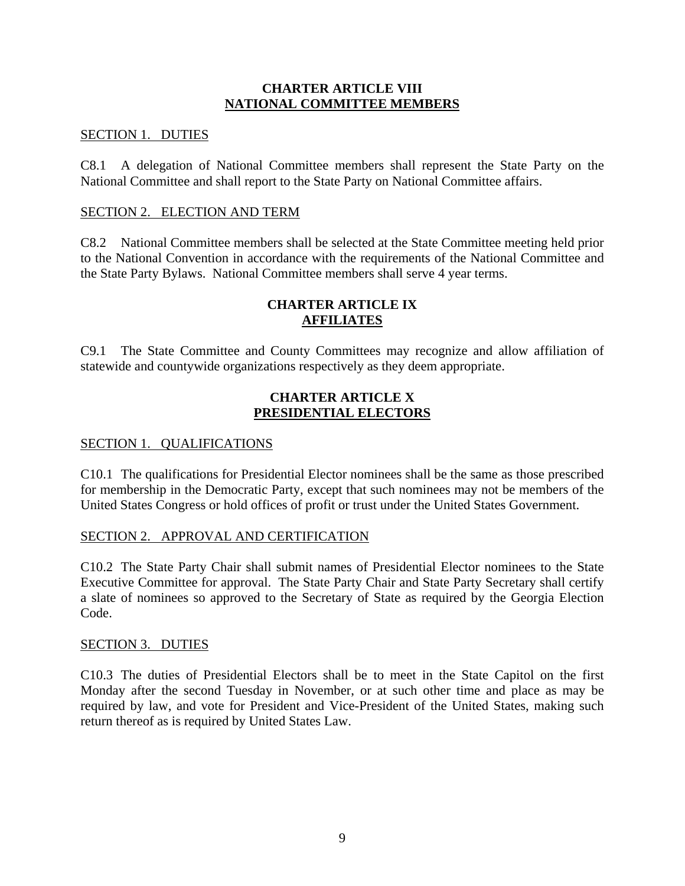## CHARTER ARTICLE VIII
## NATIONAL COMMITTEE MEMBERS

SECTION 1. DUTIES

C8.1 A delegation of National Committee members shall represent the State Party on the National Committee and shall report to the State Party on National Committee affairs.

SECTION 2. ELECTION AND TERM

C8.2 National Committee members shall be selected at the State Committee meeting held prior to the National Convention in accordance with the requirements of the National Committee and the State Party Bylaws. National Committee members shall serve 4 year terms.

## CHARTER ARTICLE IX
## AFFILIATES

C9.1 The State Committee and County Committees may recognize and allow affiliation of statewide and countywide organizations respectively as they deem appropriate.

## CHARTER ARTICLE X
## PRESIDENTIAL ELECTORS

SECTION 1. QUALIFICATIONS

C10.1 The qualifications for Presidential Elector nominees shall be the same as those prescribed for membership in the Democratic Party, except that such nominees may not be members of the United States Congress or hold offices of profit or trust under the United States Government.

SECTION 2. APPROVAL AND CERTIFICATION

C10.2 The State Party Chair shall submit names of Presidential Elector nominees to the State Executive Committee for approval. The State Party Chair and State Party Secretary shall certify a slate of nominees so approved to the Secretary of State as required by the Georgia Election Code.

SECTION 3. DUTIES

C10.3 The duties of Presidential Electors shall be to meet in the State Capitol on the first Monday after the second Tuesday in November, or at such other time and place as may be required by law, and vote for President and Vice-President of the United States, making such return thereof as is required by United States Law.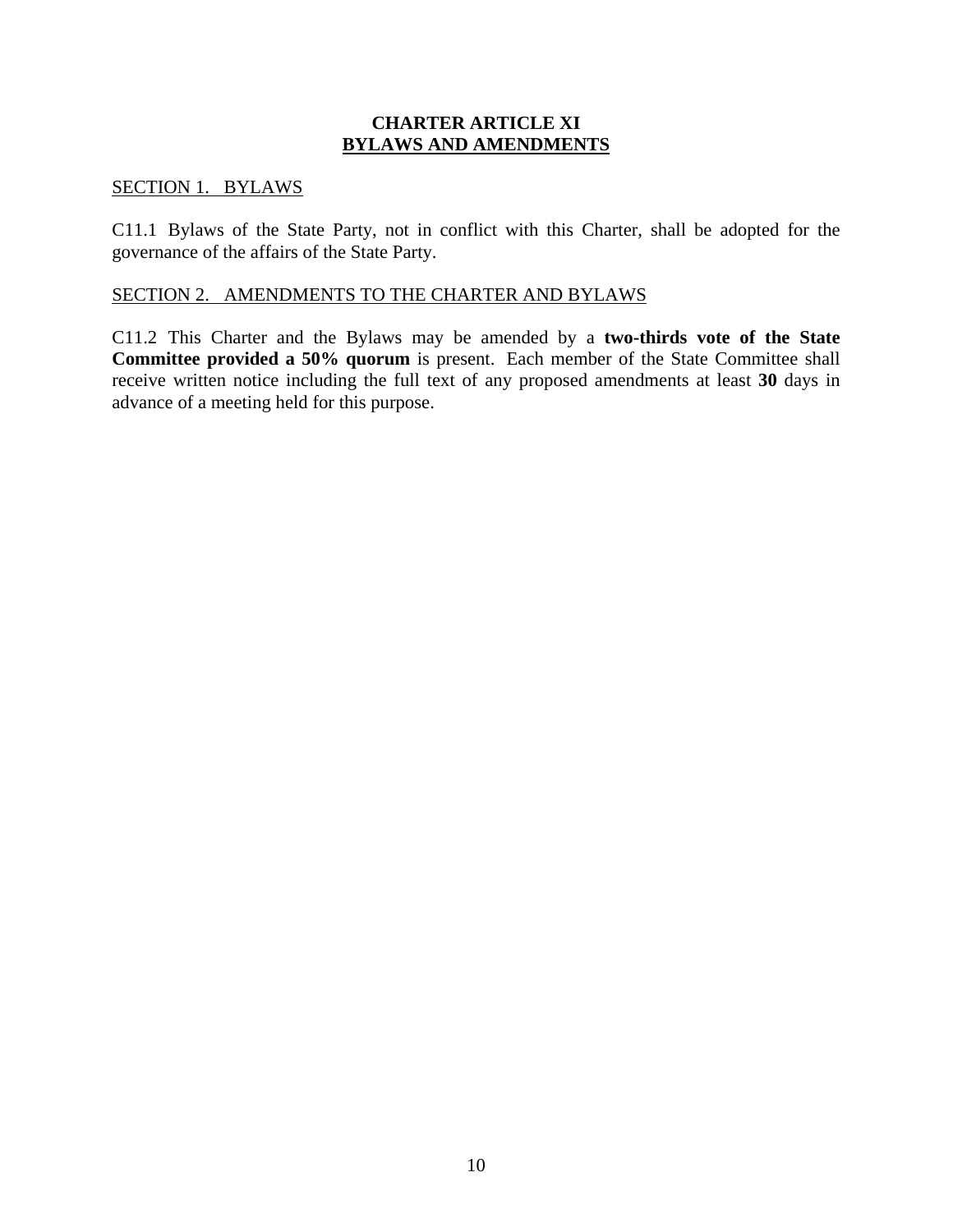# CHARTER ARTICLE XI
## BYLAWS AND AMENDMENTS

SECTION 1. BYLAWS

C11.1 Bylaws of the State Party, not in conflict with this Charter, shall be adopted for the governance of the affairs of the State Party.

SECTION 2. AMENDMENTS TO THE CHARTER AND BYLAWS

C11.2 This Charter and the Bylaws may be amended by a **two-thirds vote of the State Committee provided a 50% quorum** is present. Each member of the State Committee shall receive written notice including the full text of any proposed amendments at least **30** days in advance of a meeting held for this purpose.